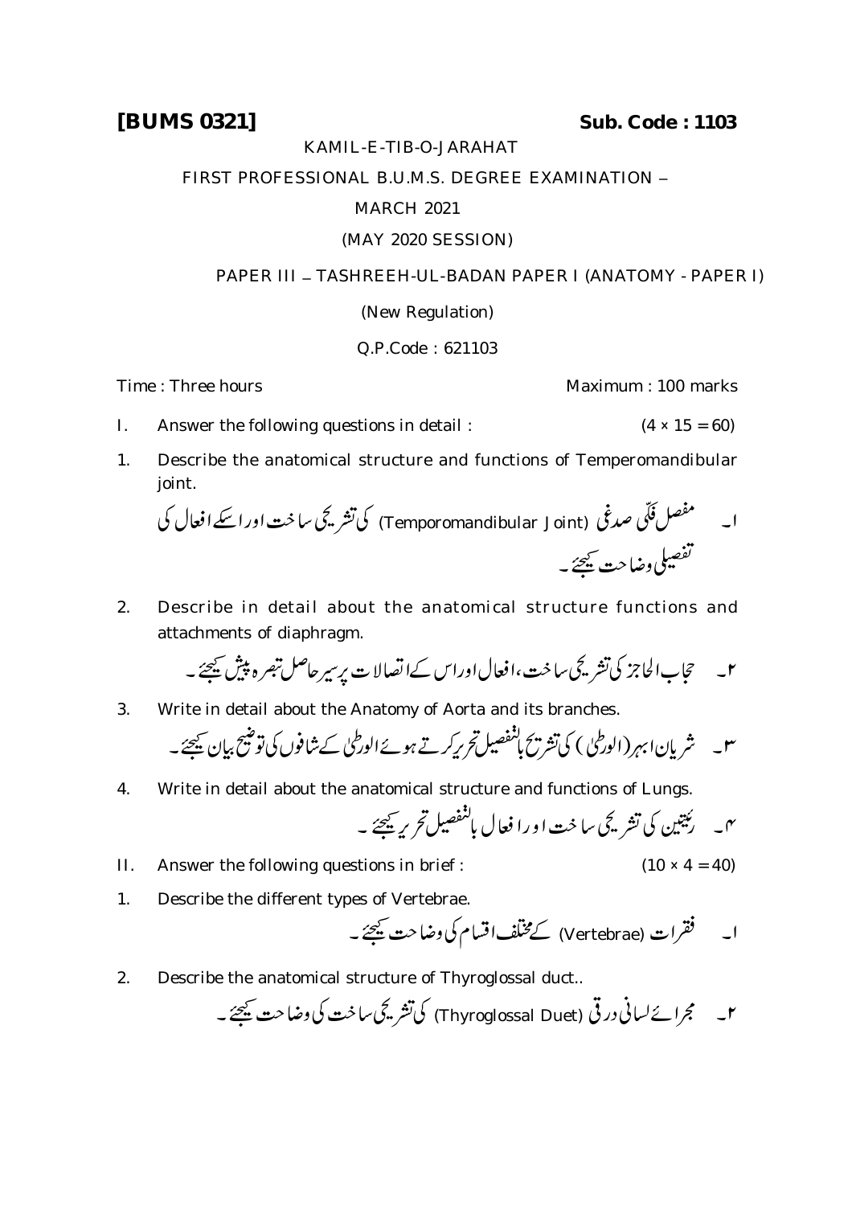**[BUMS 0321]** **Sub. Code : 1103**

KAMIL-E-TIB-O-JARAHAT

FIRST PROFESSIONAL B.U.M.S. DEGREE EXAMINATION – MARCH 2021

(MAY 2020 SESSION)

PAPER III – TASHREEH-UL-BADAN PAPER I (ANATOMY - PAPER I)

(New Regulation)

Q.P.Code : 621103

Time : Three hours Maximum : 100 marks

I. Answer the following questions in detail : (4 × 15 = 60)

1. Describe the anatomical structure and functions of Temperomandibular joint.

   ۱۔ مفصل فکّی صدغی (Temporomandibular Joint) کی تشریحی ساخت اور اسکے افعال کی تفصیلی وضاحت کیجئے۔

2. Describe in detail about the anatomical structure functions and attachments of diaphragm.

   ۲۔ حجاب الحاجز کی تشریحی ساخت، افعال اور اس کے اتصالات پر سیر حاصل تبصرہ پیش کیجئے۔

3. Write in detail about the Anatomy of Aorta and its branches.

   ۳۔ شریان ابہر (الورطی) کی تشریح بالتفصیل تحریر کرتے ہوئے الورطی کے شاخوں کی توضیح بیان کیجئے۔

4. Write in detail about the anatomical structure and functions of Lungs.

   ۴۔ ریتین کی تشریحی ساخت اور افعال بالتفصیل تحریر کیجئے۔

II. Answer the following questions in brief : (10 × 4 = 40)

1. Describe the different types of Vertebrae.

   ۱۔ فقرات (Vertebrae) کے مختلف اقسام کی وضاحت کیجئے۔

2. Describe the anatomical structure of Thyroglossal duct..

   ۲۔ مجرائے لسانی درقی (Thyroglossal Duet) کی تشریحی ساخت کی وضاحت کیجئے۔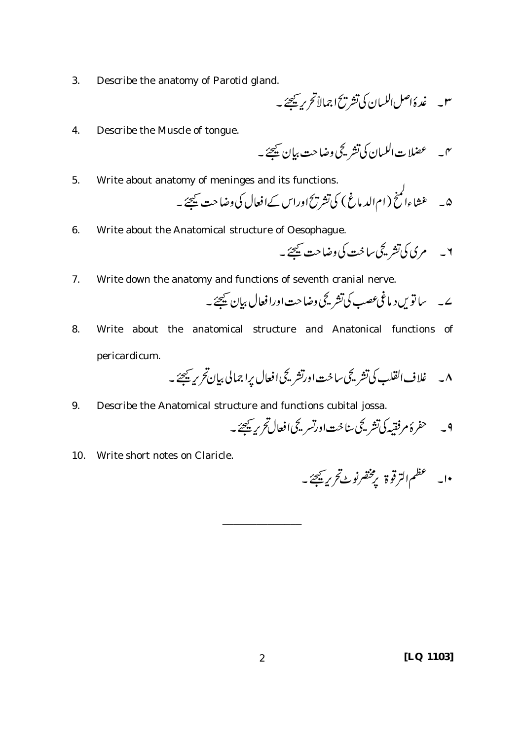3. Describe the anatomy of Parotid gland.

۳۔ غدۂ اصل اللسان کی تشریح اجمالاً تحریر کیجئے۔

4. Describe the Muscle of tongue.

۴۔ عضلات اللسان کی تشریحی وضاحت بیان کیجئے۔

5. Write about anatomy of meninges and its functions.

۵۔ غشاء المخ (ام الدماغ) کی تشریح اور اس کے افعال کی وضاحت کیجئے۔

6. Write about the Anatomical structure of Oesophague.

۶۔ مری کی تشریحی ساخت کی وضاحت کیجئے۔

7. Write down the anatomy and functions of seventh cranial nerve.

۷۔ ساتویں دماغی عصب کی تشریحی وضاحت اور افعال بیان کیجئے۔

8. Write about the anatomical structure and Anatonical functions of pericardicum.

۸۔ غلاف القلب کی تشریحی ساخت اور تشریحی افعال پر اجمالی بیان تحریر کیجئے۔

9. Describe the Anatomical structure and functions cubital jossa.

۹۔ حفرۂ مرفقیہ کی تشریحی سناخت اور تسریحی افعال تحریر کیجئے۔

10. Write short notes on Claricle.

۱۰۔ عظم الترقوۃ پر مختصر نوٹ تحریر کیجئے۔

---

[LQ 1103]